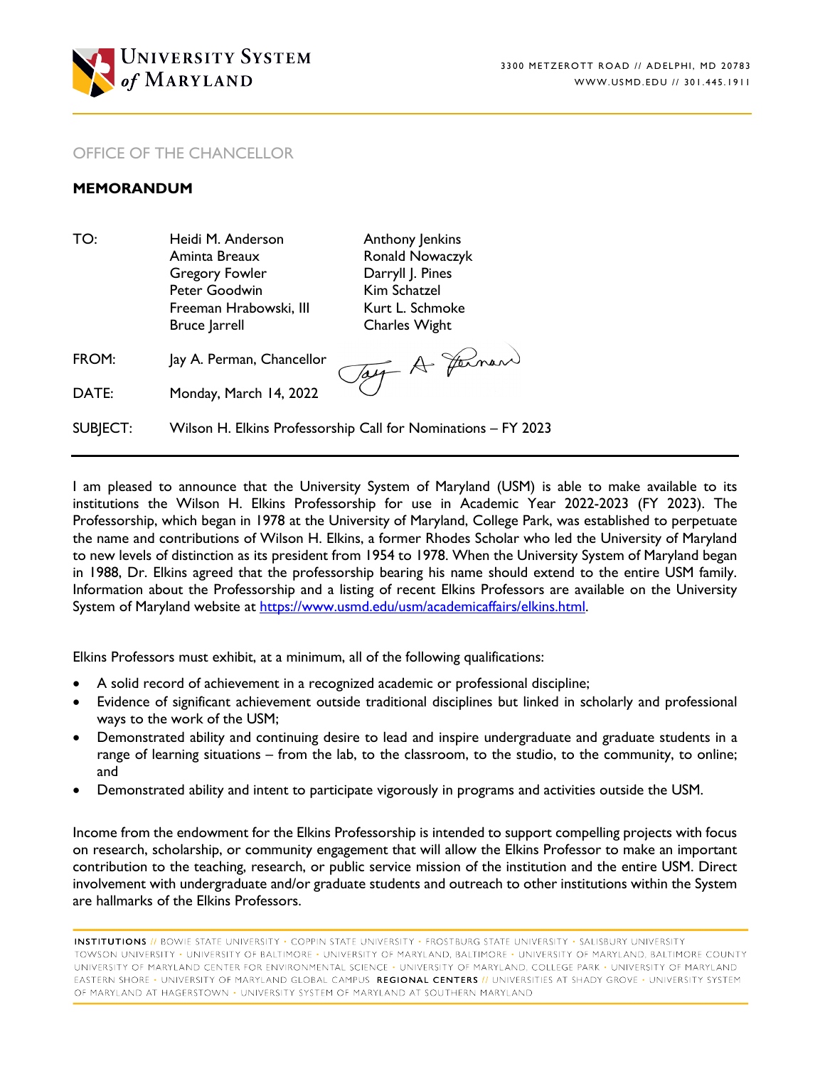UNIVERSITY SYSTEM of MARYLAND

3300 METZEROTT ROAD // ADELPHI, MD 20783
WWW.USMD.EDU // 301.445.1911

OFFICE OF THE CHANCELLOR

**MEMORANDUM**

| | | |
|---|---|---|
| TO: | Heidi M. Anderson<br>Aminta Breaux<br>Gregory Fowler<br>Peter Goodwin<br>Freeman Hrabowski, III<br>Bruce Jarrell | Anthony Jenkins<br>Ronald Nowaczyk<br>Darryll J. Pines<br>Kim Schatzel<br>Kurt L. Schmoke<br>Charles Wight |
| FROM: | Jay A. Perman, Chancellor | |
| DATE: | Monday, March 14, 2022 | |
| SUBJECT: | Wilson H. Elkins Professorship Call for Nominations – FY 2023 | |

I am pleased to announce that the University System of Maryland (USM) is able to make available to its institutions the Wilson H. Elkins Professorship for use in Academic Year 2022-2023 (FY 2023). The Professorship, which began in 1978 at the University of Maryland, College Park, was established to perpetuate the name and contributions of Wilson H. Elkins, a former Rhodes Scholar who led the University of Maryland to new levels of distinction as its president from 1954 to 1978. When the University System of Maryland began in 1988, Dr. Elkins agreed that the professorship bearing his name should extend to the entire USM family. Information about the Professorship and a listing of recent Elkins Professors are available on the University System of Maryland website at https://www.usmd.edu/usm/academicaffairs/elkins.html.

Elkins Professors must exhibit, at a minimum, all of the following qualifications:

- A solid record of achievement in a recognized academic or professional discipline;
- Evidence of significant achievement outside traditional disciplines but linked in scholarly and professional ways to the work of the USM;
- Demonstrated ability and continuing desire to lead and inspire undergraduate and graduate students in a range of learning situations – from the lab, to the classroom, to the studio, to the community, to online; and
- Demonstrated ability and intent to participate vigorously in programs and activities outside the USM.

Income from the endowment for the Elkins Professorship is intended to support compelling projects with focus on research, scholarship, or community engagement that will allow the Elkins Professor to make an important contribution to the teaching, research, or public service mission of the institution and the entire USM. Direct involvement with undergraduate and/or graduate students and outreach to other institutions within the System are hallmarks of the Elkins Professors.

**INSTITUTIONS** // BOWIE STATE UNIVERSITY • COPPIN STATE UNIVERSITY • FROSTBURG STATE UNIVERSITY • SALISBURY UNIVERSITY • TOWSON UNIVERSITY • UNIVERSITY OF BALTIMORE • UNIVERSITY OF MARYLAND, BALTIMORE • UNIVERSITY OF MARYLAND, BALTIMORE COUNTY • UNIVERSITY OF MARYLAND CENTER FOR ENVIRONMENTAL SCIENCE • UNIVERSITY OF MARYLAND, COLLEGE PARK • UNIVERSITY OF MARYLAND EASTERN SHORE • UNIVERSITY OF MARYLAND GLOBAL CAMPUS **REGIONAL CENTERS** // UNIVERSITIES AT SHADY GROVE • UNIVERSITY SYSTEM OF MARYLAND AT HAGERSTOWN • UNIVERSITY SYSTEM OF MARYLAND AT SOUTHERN MARYLAND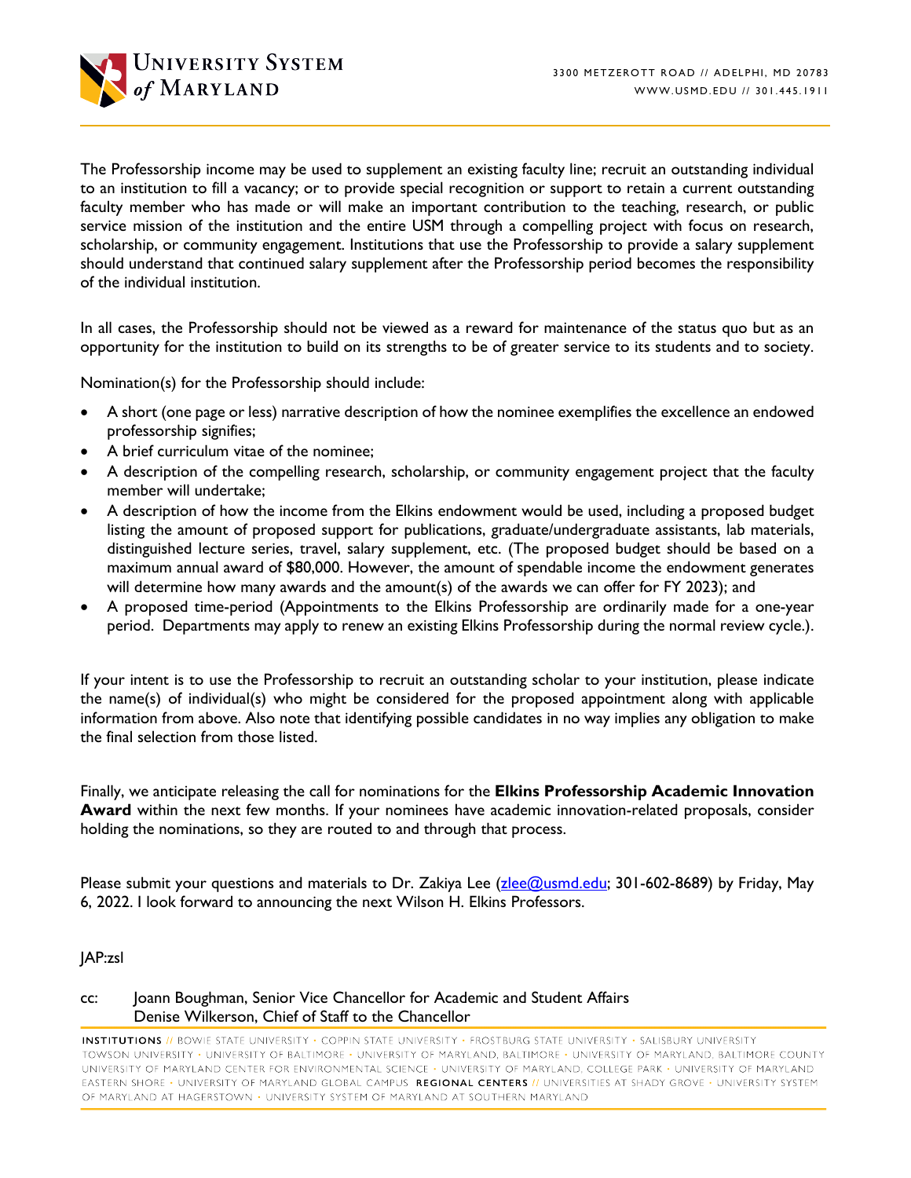The Professorship income may be used to supplement an existing faculty line; recruit an outstanding individual to an institution to fill a vacancy; or to provide special recognition or support to retain a current outstanding faculty member who has made or will make an important contribution to the teaching, research, or public service mission of the institution and the entire USM through a compelling project with focus on research, scholarship, or community engagement. Institutions that use the Professorship to provide a salary supplement should understand that continued salary supplement after the Professorship period becomes the responsibility of the individual institution.

In all cases, the Professorship should not be viewed as a reward for maintenance of the status quo but as an opportunity for the institution to build on its strengths to be of greater service to its students and to society.

Nomination(s) for the Professorship should include:

- A short (one page or less) narrative description of how the nominee exemplifies the excellence an endowed professorship signifies;
- A brief curriculum vitae of the nominee;
- A description of the compelling research, scholarship, or community engagement project that the faculty member will undertake;
- A description of how the income from the Elkins endowment would be used, including a proposed budget listing the amount of proposed support for publications, graduate/undergraduate assistants, lab materials, distinguished lecture series, travel, salary supplement, etc. (The proposed budget should be based on a maximum annual award of $80,000. However, the amount of spendable income the endowment generates will determine how many awards and the amount(s) of the awards we can offer for FY 2023); and
- A proposed time-period (Appointments to the Elkins Professorship are ordinarily made for a one-year period. Departments may apply to renew an existing Elkins Professorship during the normal review cycle.).

If your intent is to use the Professorship to recruit an outstanding scholar to your institution, please indicate the name(s) of individual(s) who might be considered for the proposed appointment along with applicable information from above. Also note that identifying possible candidates in no way implies any obligation to make the final selection from those listed.

Finally, we anticipate releasing the call for nominations for the **Elkins Professorship Academic Innovation Award** within the next few months. If your nominees have academic innovation-related proposals, consider holding the nominations, so they are routed to and through that process.

Please submit your questions and materials to Dr. Zakiya Lee (zlee@usmd.edu; 301-602-8689) by Friday, May 6, 2022. I look forward to announcing the next Wilson H. Elkins Professors.

JAP:zsl

cc: Joann Boughman, Senior Vice Chancellor for Academic and Student Affairs
Denise Wilkerson, Chief of Staff to the Chancellor